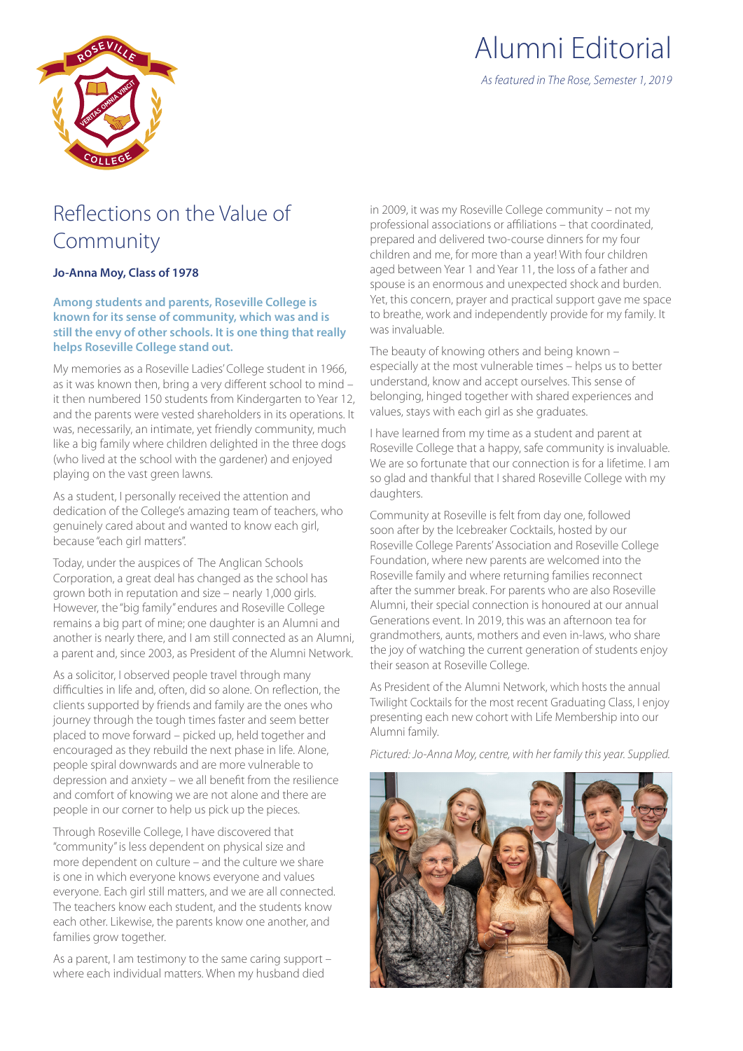# Alumni Editorial

*As featured in The Rose, Semester 1, 2019*

## Reflections on the Value of Community

**Jo-Anna Moy, Class of 1978**

**Among students and parents, Roseville College is known for its sense of community, which was and is still the envy of other schools. It is one thing that really helps Roseville College stand out.**

My memories as a Roseville Ladies' College student in 1966, as it was known then, bring a very different school to mind – it then numbered 150 students from Kindergarten to Year 12, and the parents were vested shareholders in its operations. It was, necessarily, an intimate, yet friendly community, much like a big family where children delighted in the three dogs (who lived at the school with the gardener) and enjoyed playing on the vast green lawns.

As a student, I personally received the attention and dedication of the College's amazing team of teachers, who genuinely cared about and wanted to know each girl, because "each girl matters".

Today, under the auspices of The Anglican Schools Corporation, a great deal has changed as the school has grown both in reputation and size – nearly 1,000 girls. However, the "big family" endures and Roseville College remains a big part of mine; one daughter is an Alumni and another is nearly there, and I am still connected as an Alumni, a parent and, since 2003, as President of the Alumni Network.

As a solicitor, I observed people travel through many difficulties in life and, often, did so alone. On reflection, the clients supported by friends and family are the ones who journey through the tough times faster and seem better placed to move forward – picked up, held together and encouraged as they rebuild the next phase in life. Alone, people spiral downwards and are more vulnerable to depression and anxiety – we all benefit from the resilience and comfort of knowing we are not alone and there are people in our corner to help us pick up the pieces.

Through Roseville College, I have discovered that "community" is less dependent on physical size and more dependent on culture – and the culture we share is one in which everyone knows everyone and values everyone. Each girl still matters, and we are all connected. The teachers know each student, and the students know each other. Likewise, the parents know one another, and families grow together.

As a parent, I am testimony to the same caring support – where each individual matters. When my husband died in 2009, it was my Roseville College community – not my professional associations or affiliations – that coordinated, prepared and delivered two-course dinners for my four children and me, for more than a year! With four children aged between Year 1 and Year 11, the loss of a father and spouse is an enormous and unexpected shock and burden. Yet, this concern, prayer and practical support gave me space to breathe, work and independently provide for my family. It was invaluable.

The beauty of knowing others and being known – especially at the most vulnerable times – helps us to better understand, know and accept ourselves. This sense of belonging, hinged together with shared experiences and values, stays with each girl as she graduates.

I have learned from my time as a student and parent at Roseville College that a happy, safe community is invaluable. We are so fortunate that our connection is for a lifetime. I am so glad and thankful that I shared Roseville College with my daughters.

Community at Roseville is felt from day one, followed soon after by the Icebreaker Cocktails, hosted by our Roseville College Parents' Association and Roseville College Foundation, where new parents are welcomed into the Roseville family and where returning families reconnect after the summer break. For parents who are also Roseville Alumni, their special connection is honoured at our annual Generations event. In 2019, this was an afternoon tea for grandmothers, aunts, mothers and even in-laws, who share the joy of watching the current generation of students enjoy their season at Roseville College.

As President of the Alumni Network, which hosts the annual Twilight Cocktails for the most recent Graduating Class, I enjoy presenting each new cohort with Life Membership into our Alumni family.

*Pictured: Jo-Anna Moy, centre, with her family this year. Supplied.*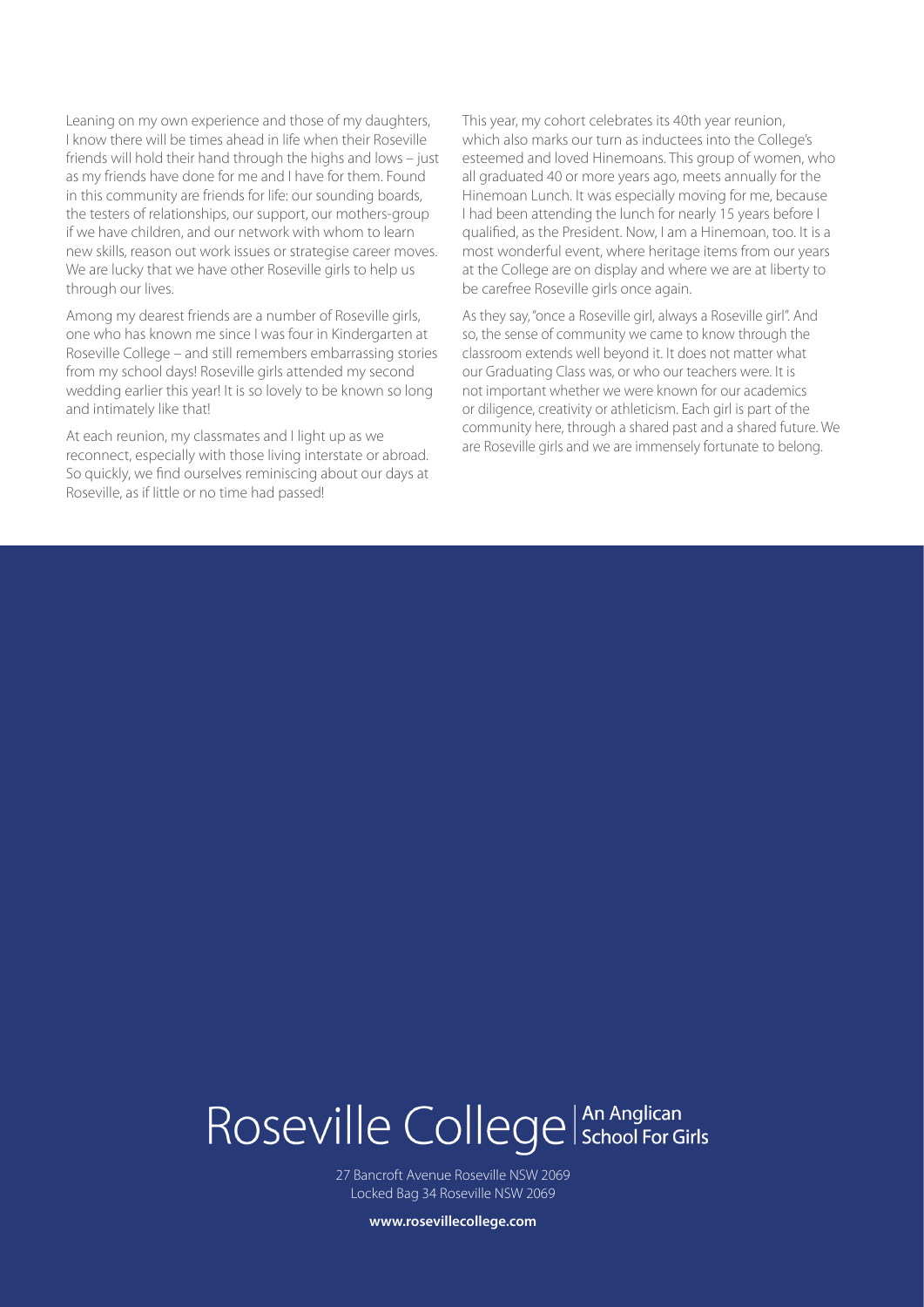Leaning on my own experience and those of my daughters, I know there will be times ahead in life when their Roseville friends will hold their hand through the highs and lows – just as my friends have done for me and I have for them. Found in this community are friends for life: our sounding boards, the testers of relationships, our support, our mothers-group if we have children, and our network with whom to learn new skills, reason out work issues or strategise career moves. We are lucky that we have other Roseville girls to help us through our lives.

Among my dearest friends are a number of Roseville girls, one who has known me since I was four in Kindergarten at Roseville College – and still remembers embarrassing stories from my school days! Roseville girls attended my second wedding earlier this year! It is so lovely to be known so long and intimately like that!

At each reunion, my classmates and I light up as we reconnect, especially with those living interstate or abroad. So quickly, we find ourselves reminiscing about our days at Roseville, as if little or no time had passed!

This year, my cohort celebrates its 40th year reunion, which also marks our turn as inductees into the College's esteemed and loved Hinemoans. This group of women, who all graduated 40 or more years ago, meets annually for the Hinemoan Lunch. It was especially moving for me, because I had been attending the lunch for nearly 15 years before I qualified, as the President. Now, I am a Hinemoan, too. It is a most wonderful event, where heritage items from our years at the College are on display and where we are at liberty to be carefree Roseville girls once again.

As they say, "once a Roseville girl, always a Roseville girl". And so, the sense of community we came to know through the classroom extends well beyond it. It does not matter what our Graduating Class was, or who our teachers were. It is not important whether we were known for our academics or diligence, creativity or athleticism. Each girl is part of the community here, through a shared past and a shared future. We are Roseville girls and we are immensely fortunate to belong.

Roseville College | An Anglican School For Girls

27 Bancroft Avenue Roseville NSW 2069
Locked Bag 34 Roseville NSW 2069

**www.rosevillecollege.com**